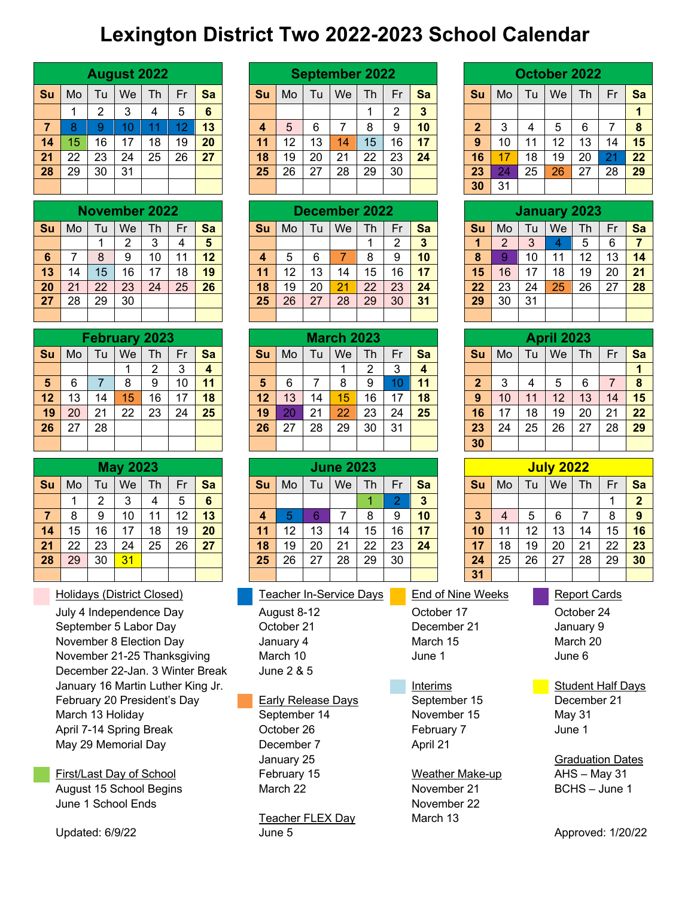# Lexington District Two 2022-2023 School Calendar

### August 2022

| Su | Mo | Tu | We | Th | Fr | Sa |
|---|---|---|---|---|---|---|
| | 1 | 2 | 3 | 4 | 5 | 6 |
| 7 | 8 | 9 | 10 | 11 | 12 | 13 |
| 14 | 15 | 16 | 17 | 18 | 19 | 20 |
| 21 | 22 | 23 | 24 | 25 | 26 | 27 |
| 28 | 29 | 30 | 31 | | | |

### September 2022

| Su | Mo | Tu | We | Th | Fr | Sa |
|---|---|---|---|---|---|---|
| | | | | 1 | 2 | 3 |
| 4 | 5 | 6 | 7 | 8 | 9 | 10 |
| 11 | 12 | 13 | 14 | 15 | 16 | 17 |
| 18 | 19 | 20 | 21 | 22 | 23 | 24 |
| 25 | 26 | 27 | 28 | 29 | 30 | |

### October 2022

| Su | Mo | Tu | We | Th | Fr | Sa |
|---|---|---|---|---|---|---|
| | | | | | | 1 |
| 2 | 3 | 4 | 5 | 6 | 7 | 8 |
| 9 | 10 | 11 | 12 | 13 | 14 | 15 |
| 16 | 17 | 18 | 19 | 20 | 21 | 22 |
| 23 | 24 | 25 | 26 | 27 | 28 | 29 |
| 30 | 31 | | | | | |

### November 2022

| Su | Mo | Tu | We | Th | Fr | Sa |
|---|---|---|---|---|---|---|
| | | 1 | 2 | 3 | 4 | 5 |
| 6 | 7 | 8 | 9 | 10 | 11 | 12 |
| 13 | 14 | 15 | 16 | 17 | 18 | 19 |
| 20 | 21 | 22 | 23 | 24 | 25 | 26 |
| 27 | 28 | 29 | 30 | | | |

### December 2022

| Su | Mo | Tu | We | Th | Fr | Sa |
|---|---|---|---|---|---|---|
| | | | | 1 | 2 | 3 |
| 4 | 5 | 6 | 7 | 8 | 9 | 10 |
| 11 | 12 | 13 | 14 | 15 | 16 | 17 |
| 18 | 19 | 20 | 21 | 22 | 23 | 24 |
| 25 | 26 | 27 | 28 | 29 | 30 | 31 |

### January 2023

| Su | Mo | Tu | We | Th | Fr | Sa |
|---|---|---|---|---|---|---|
| 1 | 2 | 3 | 4 | 5 | 6 | 7 |
| 8 | 9 | 10 | 11 | 12 | 13 | 14 |
| 15 | 16 | 17 | 18 | 19 | 20 | 21 |
| 22 | 23 | 24 | 25 | 26 | 27 | 28 |
| 29 | 30 | 31 | | | | |

### February 2023

| Su | Mo | Tu | We | Th | Fr | Sa |
|---|---|---|---|---|---|---|
| | | | 1 | 2 | 3 | 4 |
| 5 | 6 | 7 | 8 | 9 | 10 | 11 |
| 12 | 13 | 14 | 15 | 16 | 17 | 18 |
| 19 | 20 | 21 | 22 | 23 | 24 | 25 |
| 26 | 27 | 28 | | | | |

### March 2023

| Su | Mo | Tu | We | Th | Fr | Sa |
|---|---|---|---|---|---|---|
| | | | 1 | 2 | 3 | 4 |
| 5 | 6 | 7 | 8 | 9 | 10 | 11 |
| 12 | 13 | 14 | 15 | 16 | 17 | 18 |
| 19 | 20 | 21 | 22 | 23 | 24 | 25 |
| 26 | 27 | 28 | 29 | 30 | 31 | |

### April 2023

| Su | Mo | Tu | We | Th | Fr | Sa |
|---|---|---|---|---|---|---|
| | | | | | | 1 |
| 2 | 3 | 4 | 5 | 6 | 7 | 8 |
| 9 | 10 | 11 | 12 | 13 | 14 | 15 |
| 16 | 17 | 18 | 19 | 20 | 21 | 22 |
| 23 | 24 | 25 | 26 | 27 | 28 | 29 |
| 30 | | | | | | |

### May 2023

| Su | Mo | Tu | We | Th | Fr | Sa |
|---|---|---|---|---|---|---|
| | 1 | 2 | 3 | 4 | 5 | 6 |
| 7 | 8 | 9 | 10 | 11 | 12 | 13 |
| 14 | 15 | 16 | 17 | 18 | 19 | 20 |
| 21 | 22 | 23 | 24 | 25 | 26 | 27 |
| 28 | 29 | 30 | 31 | | | |

### June 2023

| Su | Mo | Tu | We | Th | Fr | Sa |
|---|---|---|---|---|---|---|
| | | | | 1 | 2 | 3 |
| 4 | 5 | 6 | 7 | 8 | 9 | 10 |
| 11 | 12 | 13 | 14 | 15 | 16 | 17 |
| 18 | 19 | 20 | 21 | 22 | 23 | 24 |
| 25 | 26 | 27 | 28 | 29 | 30 | |

### July 2022

| Su | Mo | Tu | We | Th | Fr | Sa |
|---|---|---|---|---|---|---|
| | | | | | 1 | 2 |
| 3 | 4 | 5 | 6 | 7 | 8 | 9 |
| 10 | 11 | 12 | 13 | 14 | 15 | 16 |
| 17 | 18 | 19 | 20 | 21 | 22 | 23 |
| 24 | 25 | 26 | 27 | 28 | 29 | 30 |
| 31 | | | | | | |

**Holidays (District Closed)**
- July 4 Independence Day
- September 5 Labor Day
- November 8 Election Day
- November 21-25 Thanksgiving
- December 22-Jan. 3 Winter Break
- January 16 Martin Luther King Jr.
- February 20 President's Day
- March 13 Holiday
- April 7-14 Spring Break
- May 29 Memorial Day

**First/Last Day of School**
- August 15 School Begins
- June 1 School Ends

**Teacher In-Service Days**
- August 8-12
- October 21
- January 4
- March 10
- June 2 & 5

**Early Release Days**
- September 14
- October 26
- December 7
- January 25
- February 15
- March 22

**Teacher FLEX Day**
- June 5

**End of Nine Weeks**
- October 17
- December 21
- March 15
- June 1

**Interims**
- September 15
- November 15
- February 7
- April 21

**Weather Make-up**
- November 21
- November 22
- March 13

**Report Cards**
- October 24
- January 9
- March 20
- June 6

**Student Half Days**
- December 21
- May 31
- June 1

**Graduation Dates**
- AHS – May 31
- BCHS – June 1

Updated: 6/9/22

Approved: 1/20/22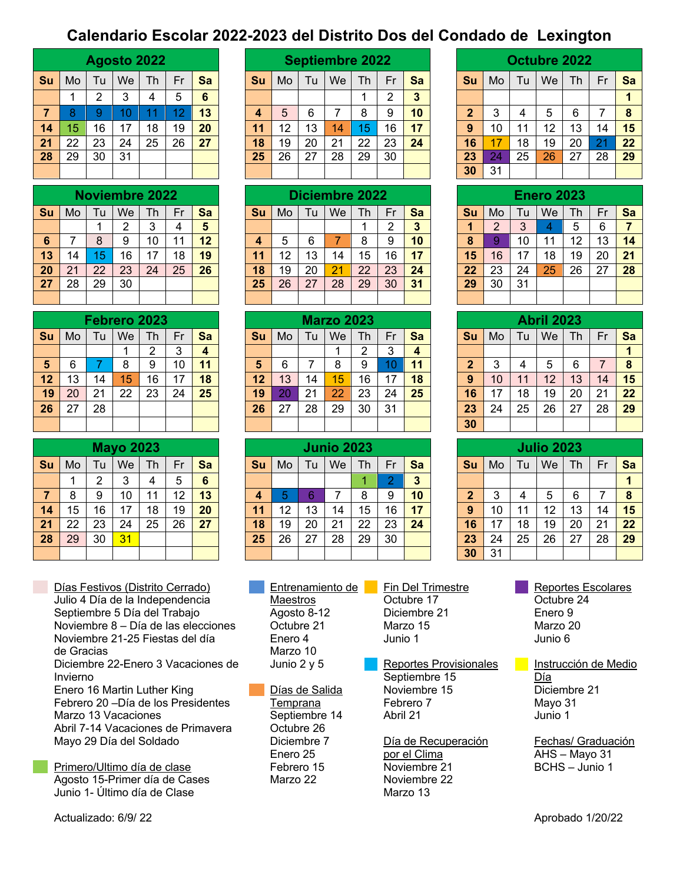# Calendario Escolar 2022-2023 del Distrito Dos del Condado de Lexington

## Agosto 2022

| Su | Mo | Tu | We | Th | Fr | Sa |
|---|---|---|---|---|---|---|
| | 1 | 2 | 3 | 4 | 5 | 6 |
| 7 | 8 | 9 | 10 | 11 | 12 | 13 |
| 14 | 15 | 16 | 17 | 18 | 19 | 20 |
| 21 | 22 | 23 | 24 | 25 | 26 | 27 |
| 28 | 29 | 30 | 31 | | | |

## Septiembre 2022

| Su | Mo | Tu | We | Th | Fr | Sa |
|---|---|---|---|---|---|---|
| | | | | 1 | 2 | 3 |
| 4 | 5 | 6 | 7 | 8 | 9 | 10 |
| 11 | 12 | 13 | 14 | 15 | 16 | 17 |
| 18 | 19 | 20 | 21 | 22 | 23 | 24 |
| 25 | 26 | 27 | 28 | 29 | 30 | |

## Octubre 2022

| Su | Mo | Tu | We | Th | Fr | Sa |
|---|---|---|---|---|---|---|
| | | | | | | 1 |
| 2 | 3 | 4 | 5 | 6 | 7 | 8 |
| 9 | 10 | 11 | 12 | 13 | 14 | 15 |
| 16 | 17 | 18 | 19 | 20 | 21 | 22 |
| 23 | 24 | 25 | 26 | 27 | 28 | 29 |
| 30 | 31 | | | | | |

## Noviembre 2022

| Su | Mo | Tu | We | Th | Fr | Sa |
|---|---|---|---|---|---|---|
| | | 1 | 2 | 3 | 4 | 5 |
| 6 | 7 | 8 | 9 | 10 | 11 | 12 |
| 13 | 14 | 15 | 16 | 17 | 18 | 19 |
| 20 | 21 | 22 | 23 | 24 | 25 | 26 |
| 27 | 28 | 29 | 30 | | | |

## Diciembre 2022

| Su | Mo | Tu | We | Th | Fr | Sa |
|---|---|---|---|---|---|---|
| | | | | 1 | 2 | 3 |
| 4 | 5 | 6 | 7 | 8 | 9 | 10 |
| 11 | 12 | 13 | 14 | 15 | 16 | 17 |
| 18 | 19 | 20 | 21 | 22 | 23 | 24 |
| 25 | 26 | 27 | 28 | 29 | 30 | 31 |

## Enero 2023

| Su | Mo | Tu | We | Th | Fr | Sa |
|---|---|---|---|---|---|---|
| 1 | 2 | 3 | 4 | 5 | 6 | 7 |
| 8 | 9 | 10 | 11 | 12 | 13 | 14 |
| 15 | 16 | 17 | 18 | 19 | 20 | 21 |
| 22 | 23 | 24 | 25 | 26 | 27 | 28 |
| 29 | 30 | 31 | | | | |

## Febrero 2023

| Su | Mo | Tu | We | Th | Fr | Sa |
|---|---|---|---|---|---|---|
| | | | 1 | 2 | 3 | 4 |
| 5 | 6 | 7 | 8 | 9 | 10 | 11 |
| 12 | 13 | 14 | 15 | 16 | 17 | 18 |
| 19 | 20 | 21 | 22 | 23 | 24 | 25 |
| 26 | 27 | 28 | | | | |

## Marzo 2023

| Su | Mo | Tu | We | Th | Fr | Sa |
|---|---|---|---|---|---|---|
| | | | 1 | 2 | 3 | 4 |
| 5 | 6 | 7 | 8 | 9 | 10 | 11 |
| 12 | 13 | 14 | 15 | 16 | 17 | 18 |
| 19 | 20 | 21 | 22 | 23 | 24 | 25 |
| 26 | 27 | 28 | 29 | 30 | 31 | |

## Abril 2023

| Su | Mo | Tu | We | Th | Fr | Sa |
|---|---|---|---|---|---|---|
| | | | | | | 1 |
| 2 | 3 | 4 | 5 | 6 | 7 | 8 |
| 9 | 10 | 11 | 12 | 13 | 14 | 15 |
| 16 | 17 | 18 | 19 | 20 | 21 | 22 |
| 23 | 24 | 25 | 26 | 27 | 28 | 29 |
| 30 | | | | | | |

## Mayo 2023

| Su | Mo | Tu | We | Th | Fr | Sa |
|---|---|---|---|---|---|---|
| | 1 | 2 | 3 | 4 | 5 | 6 |
| 7 | 8 | 9 | 10 | 11 | 12 | 13 |
| 14 | 15 | 16 | 17 | 18 | 19 | 20 |
| 21 | 22 | 23 | 24 | 25 | 26 | 27 |
| 28 | 29 | 30 | 31 | | | |

## Junio 2023

| Su | Mo | Tu | We | Th | Fr | Sa |
|---|---|---|---|---|---|---|
| | | | | 1 | 2 | 3 |
| 4 | 5 | 6 | 7 | 8 | 9 | 10 |
| 11 | 12 | 13 | 14 | 15 | 16 | 17 |
| 18 | 19 | 20 | 21 | 22 | 23 | 24 |
| 25 | 26 | 27 | 28 | 29 | 30 | |

## Julio 2023

| Su | Mo | Tu | We | Th | Fr | Sa |
|---|---|---|---|---|---|---|
| | | | | | | 1 |
| 2 | 3 | 4 | 5 | 6 | 7 | 8 |
| 9 | 10 | 11 | 12 | 13 | 14 | 15 |
| 16 | 17 | 18 | 19 | 20 | 21 | 22 |
| 23 | 24 | 25 | 26 | 27 | 28 | 29 |
| 30 | 31 | | | | | |

**Días Festivos (Distrito Cerrado)**
- Julio 4 Día de la Independencia
- Septiembre 5 Día del Trabajo
- Noviembre 8 – Día de las elecciones
- Noviembre 21-25 Fiestas del día de Gracias
- Diciembre 22-Enero 3 Vacaciones de Invierno
- Enero 16 Martin Luther King
- Febrero 20 –Día de los Presidentes
- Marzo 13 Vacaciones
- Abril 7-14 Vacaciones de Primavera
- Mayo 29 Día del Soldado

**Primero/Ultimo día de clase**
- Agosto 15-Primer día de Cases
- Junio 1- Último día de Clase

**Entrenamiento de Maestros**
- Agosto 8-12
- Octubre 21
- Enero 4
- Marzo 10
- Junio 2 y 5

**Días de Salida Temprana**
- Septiembre 14
- Octubre 26
- Diciembre 7
- Enero 25
- Febrero 15
- Marzo 22

**Fin Del Trimestre**
- Octubre 17
- Diciembre 21
- Marzo 15
- Junio 1

**Reportes Provisionales**
- Septiembre 15
- Noviembre 15
- Febrero 7
- Abril 21

**Día de Recuperación por el Clima**
- Noviembre 21
- Noviembre 22
- Marzo 13

**Reportes Escolares**
- Octubre 24
- Enero 9
- Marzo 20
- Junio 6

**Instrucción de Medio Día**
- Diciembre 21
- Mayo 31
- Junio 1

**Fechas/ Graduación**
- AHS – Mayo 31
- BCHS – Junio 1

Actualizado: 6/9/ 22

Aprobado 1/20/22